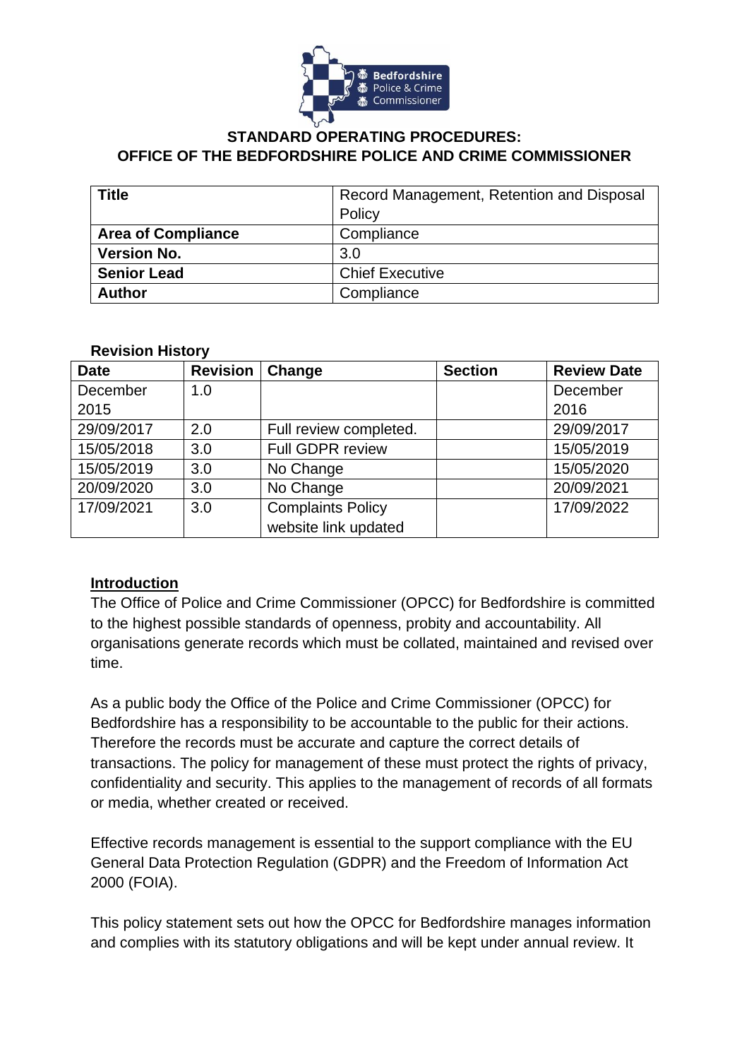# STANDARD OPERATING PROCEDURES:
# OFFICE OF THE BEDFORDSHIRE POLICE AND CRIME COMMISSIONER

| **Title** | Record Management, Retention and Disposal Policy |
|---|---|
| **Area of Compliance** | Compliance |
| **Version No.** | 3.0 |
| **Senior Lead** | Chief Executive |
| **Author** | Compliance |

**Revision History**

| Date | Revision | Change | Section | Review Date |
|---|---|---|---|---|
| December 2015 | 1.0 | | | December 2016 |
| 29/09/2017 | 2.0 | Full review completed. | | 29/09/2017 |
| 15/05/2018 | 3.0 | Full GDPR review | | 15/05/2019 |
| 15/05/2019 | 3.0 | No Change | | 15/05/2020 |
| 20/09/2020 | 3.0 | No Change | | 20/09/2021 |
| 17/09/2021 | 3.0 | Complaints Policy website link updated | | 17/09/2022 |

## Introduction

The Office of Police and Crime Commissioner (OPCC) for Bedfordshire is committed to the highest possible standards of openness, probity and accountability. All organisations generate records which must be collated, maintained and revised over time.

As a public body the Office of the Police and Crime Commissioner (OPCC) for Bedfordshire has a responsibility to be accountable to the public for their actions. Therefore the records must be accurate and capture the correct details of transactions. The policy for management of these must protect the rights of privacy, confidentiality and security. This applies to the management of records of all formats or media, whether created or received.

Effective records management is essential to the support compliance with the EU General Data Protection Regulation (GDPR) and the Freedom of Information Act 2000 (FOIA).

This policy statement sets out how the OPCC for Bedfordshire manages information and complies with its statutory obligations and will be kept under annual review. It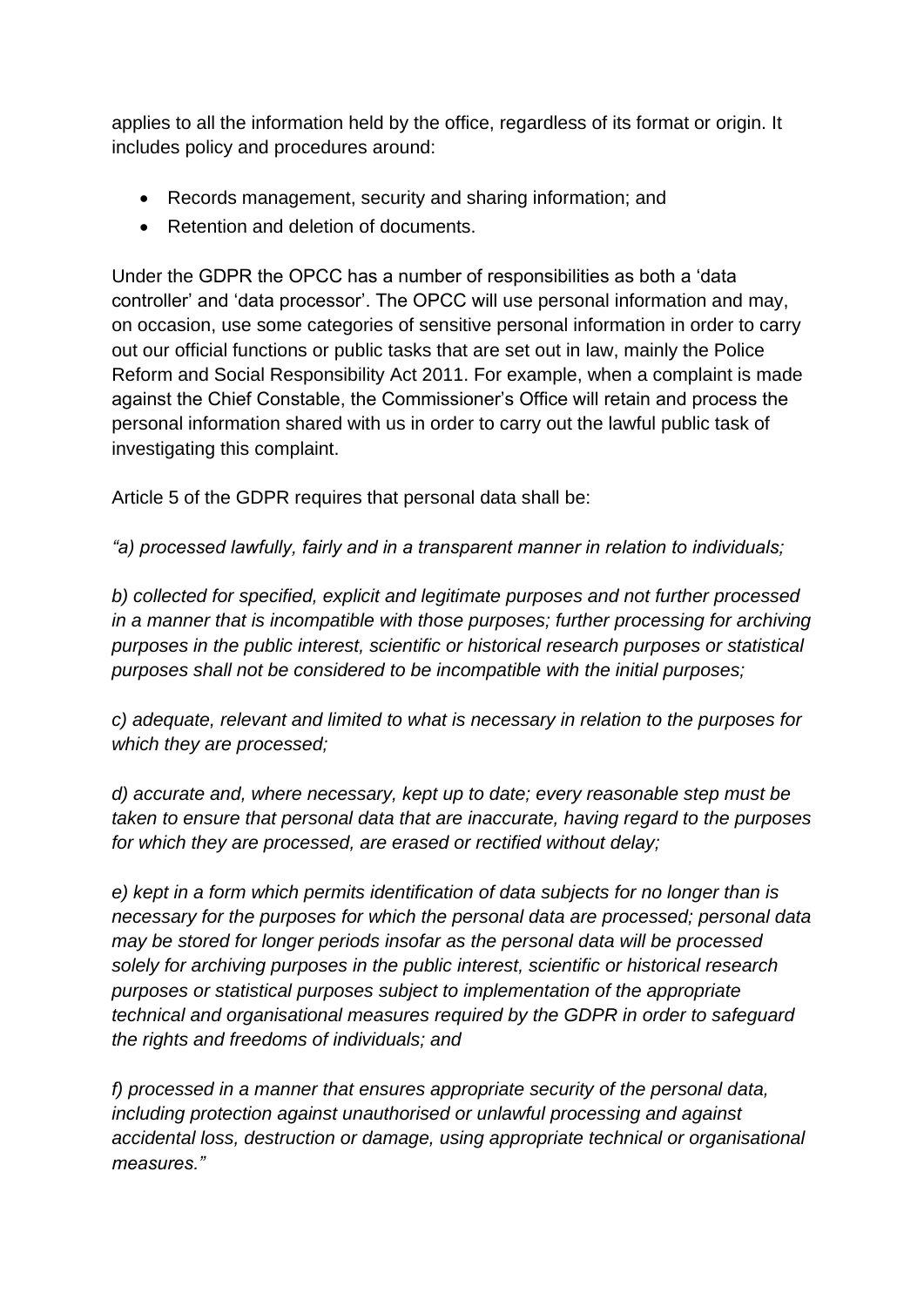applies to all the information held by the office, regardless of its format or origin. It includes policy and procedures around:

- Records management, security and sharing information; and
- Retention and deletion of documents.

Under the GDPR the OPCC has a number of responsibilities as both a 'data controller' and 'data processor'. The OPCC will use personal information and may, on occasion, use some categories of sensitive personal information in order to carry out our official functions or public tasks that are set out in law, mainly the Police Reform and Social Responsibility Act 2011. For example, when a complaint is made against the Chief Constable, the Commissioner's Office will retain and process the personal information shared with us in order to carry out the lawful public task of investigating this complaint.

Article 5 of the GDPR requires that personal data shall be:

*"a) processed lawfully, fairly and in a transparent manner in relation to individuals;*

*b) collected for specified, explicit and legitimate purposes and not further processed in a manner that is incompatible with those purposes; further processing for archiving purposes in the public interest, scientific or historical research purposes or statistical purposes shall not be considered to be incompatible with the initial purposes;*

*c) adequate, relevant and limited to what is necessary in relation to the purposes for which they are processed;*

*d) accurate and, where necessary, kept up to date; every reasonable step must be taken to ensure that personal data that are inaccurate, having regard to the purposes for which they are processed, are erased or rectified without delay;*

*e) kept in a form which permits identification of data subjects for no longer than is necessary for the purposes for which the personal data are processed; personal data may be stored for longer periods insofar as the personal data will be processed solely for archiving purposes in the public interest, scientific or historical research purposes or statistical purposes subject to implementation of the appropriate technical and organisational measures required by the GDPR in order to safeguard the rights and freedoms of individuals; and*

*f) processed in a manner that ensures appropriate security of the personal data, including protection against unauthorised or unlawful processing and against accidental loss, destruction or damage, using appropriate technical or organisational measures."*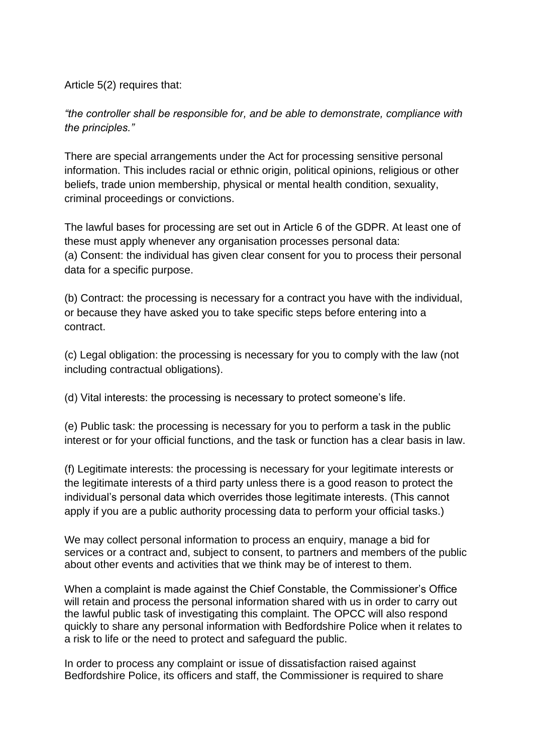Article 5(2) requires that:

*"the controller shall be responsible for, and be able to demonstrate, compliance with the principles."*

There are special arrangements under the Act for processing sensitive personal information. This includes racial or ethnic origin, political opinions, religious or other beliefs, trade union membership, physical or mental health condition, sexuality, criminal proceedings or convictions.

The lawful bases for processing are set out in Article 6 of the GDPR. At least one of these must apply whenever any organisation processes personal data:
(a) Consent: the individual has given clear consent for you to process their personal data for a specific purpose.

(b) Contract: the processing is necessary for a contract you have with the individual, or because they have asked you to take specific steps before entering into a contract.

(c) Legal obligation: the processing is necessary for you to comply with the law (not including contractual obligations).

(d) Vital interests: the processing is necessary to protect someone's life.

(e) Public task: the processing is necessary for you to perform a task in the public interest or for your official functions, and the task or function has a clear basis in law.

(f) Legitimate interests: the processing is necessary for your legitimate interests or the legitimate interests of a third party unless there is a good reason to protect the individual's personal data which overrides those legitimate interests. (This cannot apply if you are a public authority processing data to perform your official tasks.)

We may collect personal information to process an enquiry, manage a bid for services or a contract and, subject to consent, to partners and members of the public about other events and activities that we think may be of interest to them.

When a complaint is made against the Chief Constable, the Commissioner's Office will retain and process the personal information shared with us in order to carry out the lawful public task of investigating this complaint. The OPCC will also respond quickly to share any personal information with Bedfordshire Police when it relates to a risk to life or the need to protect and safeguard the public.

In order to process any complaint or issue of dissatisfaction raised against Bedfordshire Police, its officers and staff, the Commissioner is required to share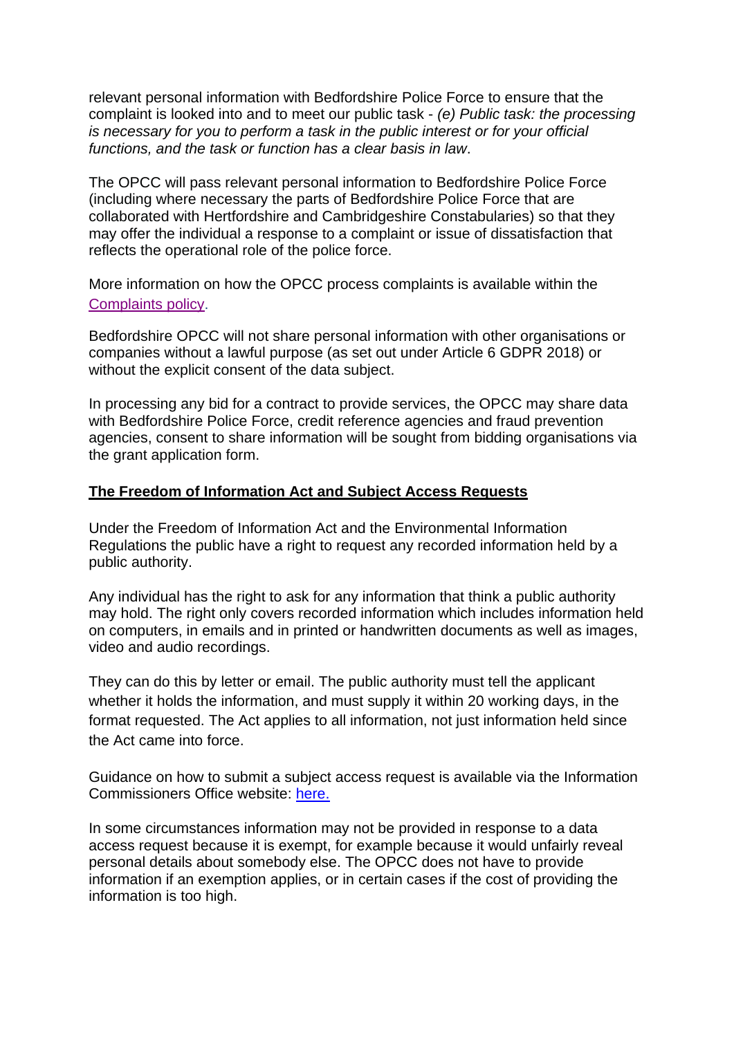relevant personal information with Bedfordshire Police Force to ensure that the complaint is looked into and to meet our public task - *(e) Public task: the processing is necessary for you to perform a task in the public interest or for your official functions, and the task or function has a clear basis in law*.

The OPCC will pass relevant personal information to Bedfordshire Police Force (including where necessary the parts of Bedfordshire Police Force that are collaborated with Hertfordshire and Cambridgeshire Constabularies) so that they may offer the individual a response to a complaint or issue of dissatisfaction that reflects the operational role of the police force.

More information on how the OPCC process complaints is available within the [Complaints policy](#).

Bedfordshire OPCC will not share personal information with other organisations or companies without a lawful purpose (as set out under Article 6 GDPR 2018) or without the explicit consent of the data subject.

In processing any bid for a contract to provide services, the OPCC may share data with Bedfordshire Police Force, credit reference agencies and fraud prevention agencies, consent to share information will be sought from bidding organisations via the grant application form.

## The Freedom of Information Act and Subject Access Requests

Under the Freedom of Information Act and the Environmental Information Regulations the public have a right to request any recorded information held by a public authority.

Any individual has the right to ask for any information that think a public authority may hold. The right only covers recorded information which includes information held on computers, in emails and in printed or handwritten documents as well as images, video and audio recordings.

They can do this by letter or email. The public authority must tell the applicant whether it holds the information, and must supply it within 20 working days, in the format requested. The Act applies to all information, not just information held since the Act came into force.

Guidance on how to submit a subject access request is available via the Information Commissioners Office website: [here.](#)

In some circumstances information may not be provided in response to a data access request because it is exempt, for example because it would unfairly reveal personal details about somebody else. The OPCC does not have to provide information if an exemption applies, or in certain cases if the cost of providing the information is too high.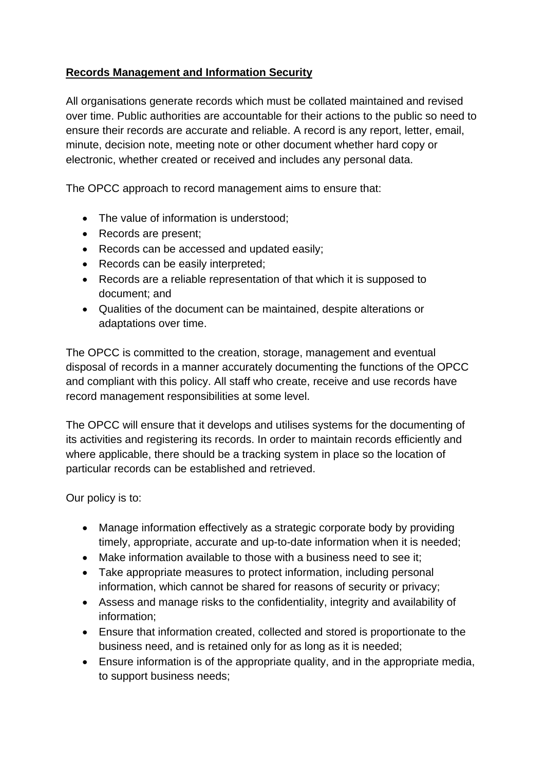**Records Management and Information Security**

All organisations generate records which must be collated maintained and revised over time. Public authorities are accountable for their actions to the public so need to ensure their records are accurate and reliable. A record is any report, letter, email, minute, decision note, meeting note or other document whether hard copy or electronic, whether created or received and includes any personal data.

The OPCC approach to record management aims to ensure that:

- The value of information is understood;
- Records are present;
- Records can be accessed and updated easily;
- Records can be easily interpreted;
- Records are a reliable representation of that which it is supposed to document; and
- Qualities of the document can be maintained, despite alterations or adaptations over time.

The OPCC is committed to the creation, storage, management and eventual disposal of records in a manner accurately documenting the functions of the OPCC and compliant with this policy. All staff who create, receive and use records have record management responsibilities at some level.

The OPCC will ensure that it develops and utilises systems for the documenting of its activities and registering its records. In order to maintain records efficiently and where applicable, there should be a tracking system in place so the location of particular records can be established and retrieved.

Our policy is to:

- Manage information effectively as a strategic corporate body by providing timely, appropriate, accurate and up-to-date information when it is needed;
- Make information available to those with a business need to see it;
- Take appropriate measures to protect information, including personal information, which cannot be shared for reasons of security or privacy;
- Assess and manage risks to the confidentiality, integrity and availability of information;
- Ensure that information created, collected and stored is proportionate to the business need, and is retained only for as long as it is needed;
- Ensure information is of the appropriate quality, and in the appropriate media, to support business needs;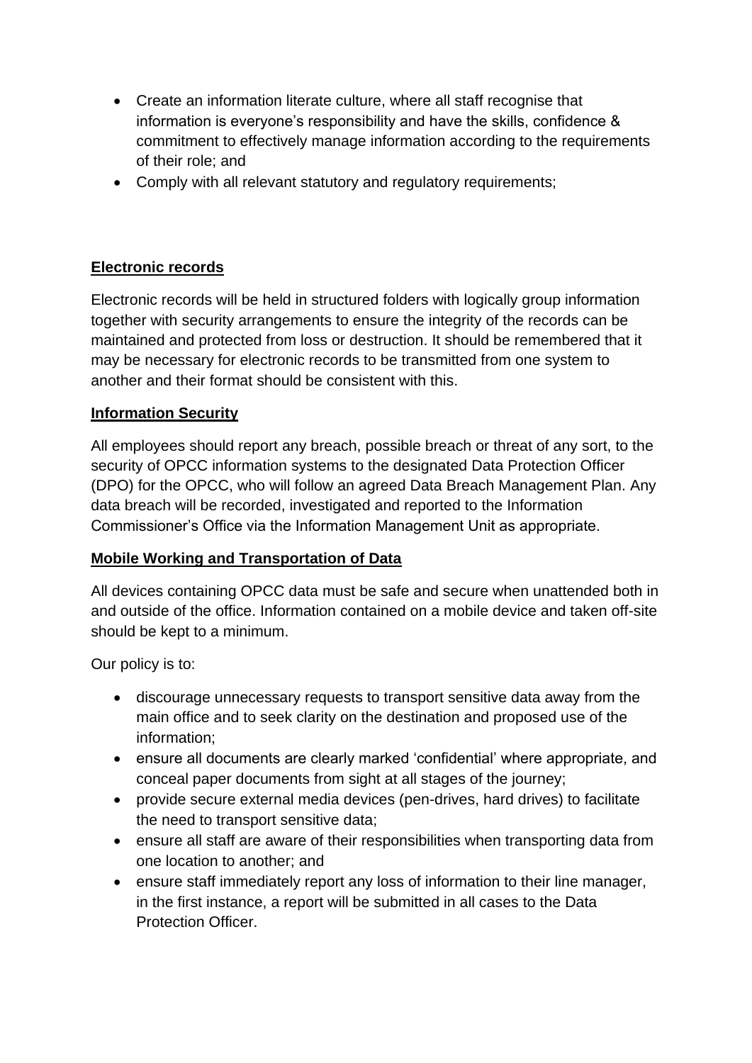- Create an information literate culture, where all staff recognise that information is everyone's responsibility and have the skills, confidence & commitment to effectively manage information according to the requirements of their role; and
- Comply with all relevant statutory and regulatory requirements;

**Electronic records**

Electronic records will be held in structured folders with logically group information together with security arrangements to ensure the integrity of the records can be maintained and protected from loss or destruction. It should be remembered that it may be necessary for electronic records to be transmitted from one system to another and their format should be consistent with this.

**Information Security**

All employees should report any breach, possible breach or threat of any sort, to the security of OPCC information systems to the designated Data Protection Officer (DPO) for the OPCC, who will follow an agreed Data Breach Management Plan. Any data breach will be recorded, investigated and reported to the Information Commissioner's Office via the Information Management Unit as appropriate.

**Mobile Working and Transportation of Data**

All devices containing OPCC data must be safe and secure when unattended both in and outside of the office. Information contained on a mobile device and taken off-site should be kept to a minimum.

Our policy is to:

- discourage unnecessary requests to transport sensitive data away from the main office and to seek clarity on the destination and proposed use of the information;
- ensure all documents are clearly marked 'confidential' where appropriate, and conceal paper documents from sight at all stages of the journey;
- provide secure external media devices (pen-drives, hard drives) to facilitate the need to transport sensitive data;
- ensure all staff are aware of their responsibilities when transporting data from one location to another; and
- ensure staff immediately report any loss of information to their line manager, in the first instance, a report will be submitted in all cases to the Data Protection Officer.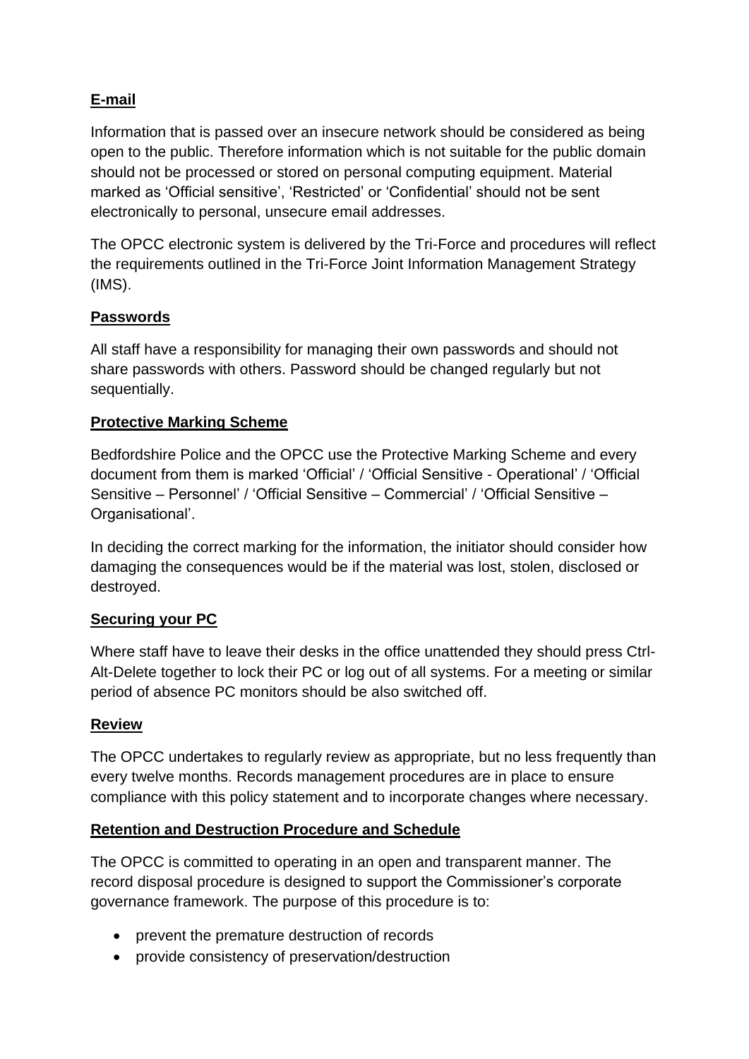**E-mail**

Information that is passed over an insecure network should be considered as being open to the public. Therefore information which is not suitable for the public domain should not be processed or stored on personal computing equipment. Material marked as 'Official sensitive', 'Restricted' or 'Confidential' should not be sent electronically to personal, unsecure email addresses.

The OPCC electronic system is delivered by the Tri-Force and procedures will reflect the requirements outlined in the Tri-Force Joint Information Management Strategy (IMS).

**Passwords**

All staff have a responsibility for managing their own passwords and should not share passwords with others. Password should be changed regularly but not sequentially.

**Protective Marking Scheme**

Bedfordshire Police and the OPCC use the Protective Marking Scheme and every document from them is marked 'Official' / 'Official Sensitive - Operational' / 'Official Sensitive – Personnel' / 'Official Sensitive – Commercial' / 'Official Sensitive – Organisational'.

In deciding the correct marking for the information, the initiator should consider how damaging the consequences would be if the material was lost, stolen, disclosed or destroyed.

**Securing your PC**

Where staff have to leave their desks in the office unattended they should press Ctrl-Alt-Delete together to lock their PC or log out of all systems. For a meeting or similar period of absence PC monitors should be also switched off.

**Review**

The OPCC undertakes to regularly review as appropriate, but no less frequently than every twelve months. Records management procedures are in place to ensure compliance with this policy statement and to incorporate changes where necessary.

**Retention and Destruction Procedure and Schedule**

The OPCC is committed to operating in an open and transparent manner. The record disposal procedure is designed to support the Commissioner's corporate governance framework. The purpose of this procedure is to:

- prevent the premature destruction of records
- provide consistency of preservation/destruction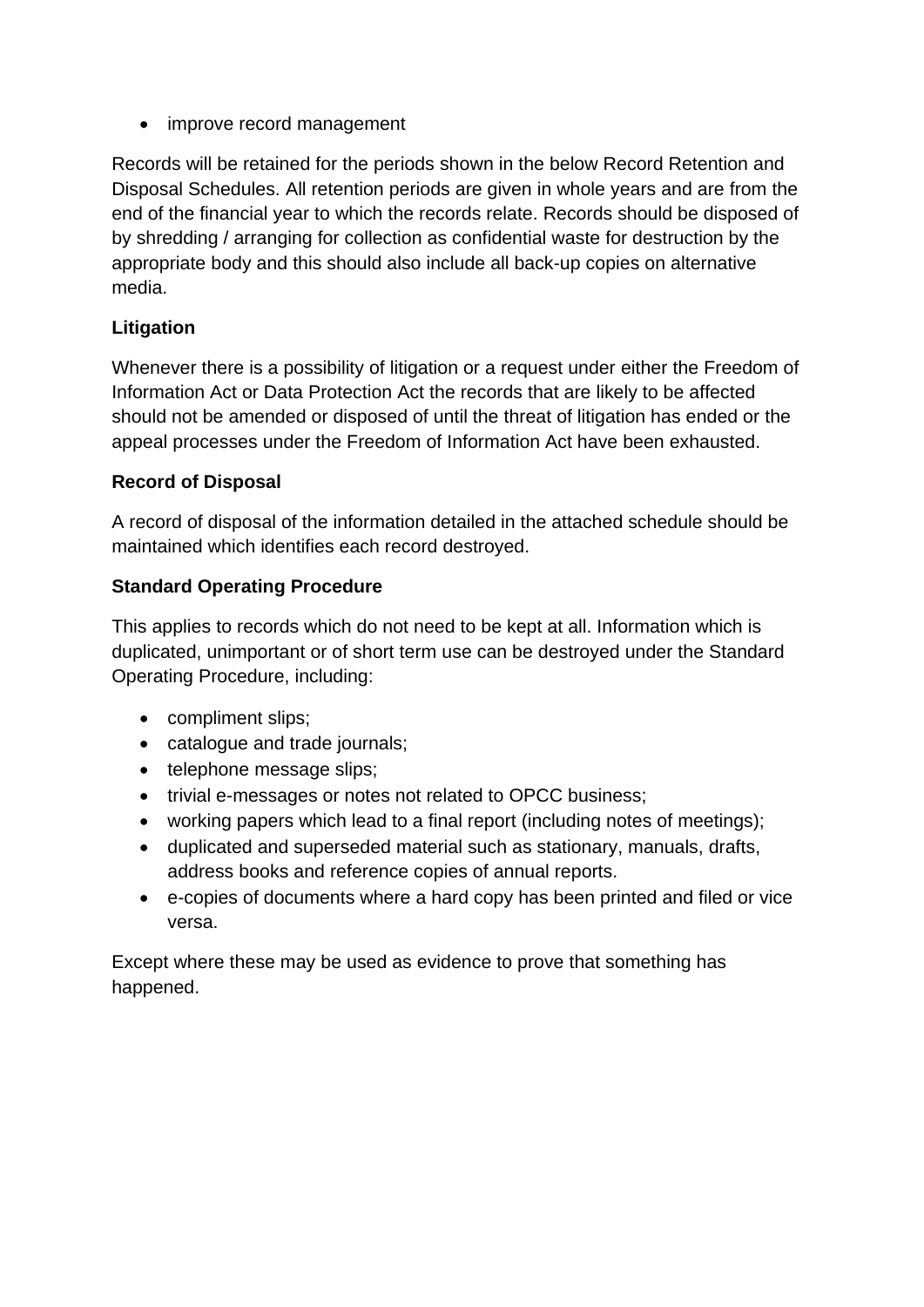- improve record management

Records will be retained for the periods shown in the below Record Retention and Disposal Schedules. All retention periods are given in whole years and are from the end of the financial year to which the records relate. Records should be disposed of by shredding / arranging for collection as confidential waste for destruction by the appropriate body and this should also include all back-up copies on alternative media.

**Litigation**

Whenever there is a possibility of litigation or a request under either the Freedom of Information Act or Data Protection Act the records that are likely to be affected should not be amended or disposed of until the threat of litigation has ended or the appeal processes under the Freedom of Information Act have been exhausted.

**Record of Disposal**

A record of disposal of the information detailed in the attached schedule should be maintained which identifies each record destroyed.

**Standard Operating Procedure**

This applies to records which do not need to be kept at all. Information which is duplicated, unimportant or of short term use can be destroyed under the Standard Operating Procedure, including:

- compliment slips;
- catalogue and trade journals;
- telephone message slips;
- trivial e-messages or notes not related to OPCC business;
- working papers which lead to a final report (including notes of meetings);
- duplicated and superseded material such as stationary, manuals, drafts, address books and reference copies of annual reports.
- e-copies of documents where a hard copy has been printed and filed or vice versa.

Except where these may be used as evidence to prove that something has happened.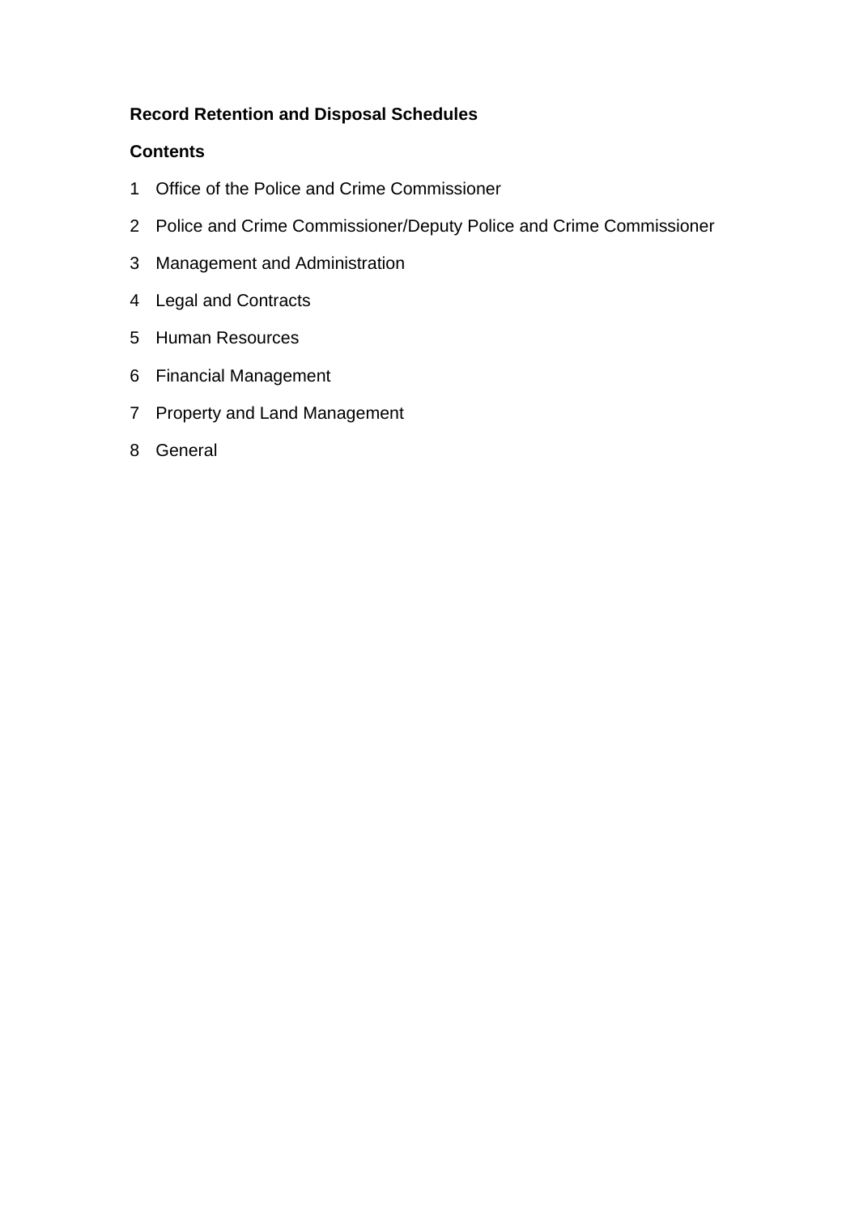**Record Retention and Disposal Schedules**

**Contents**

1 Office of the Police and Crime Commissioner

2 Police and Crime Commissioner/Deputy Police and Crime Commissioner

3 Management and Administration

4 Legal and Contracts

5 Human Resources

6 Financial Management

7 Property and Land Management

8 General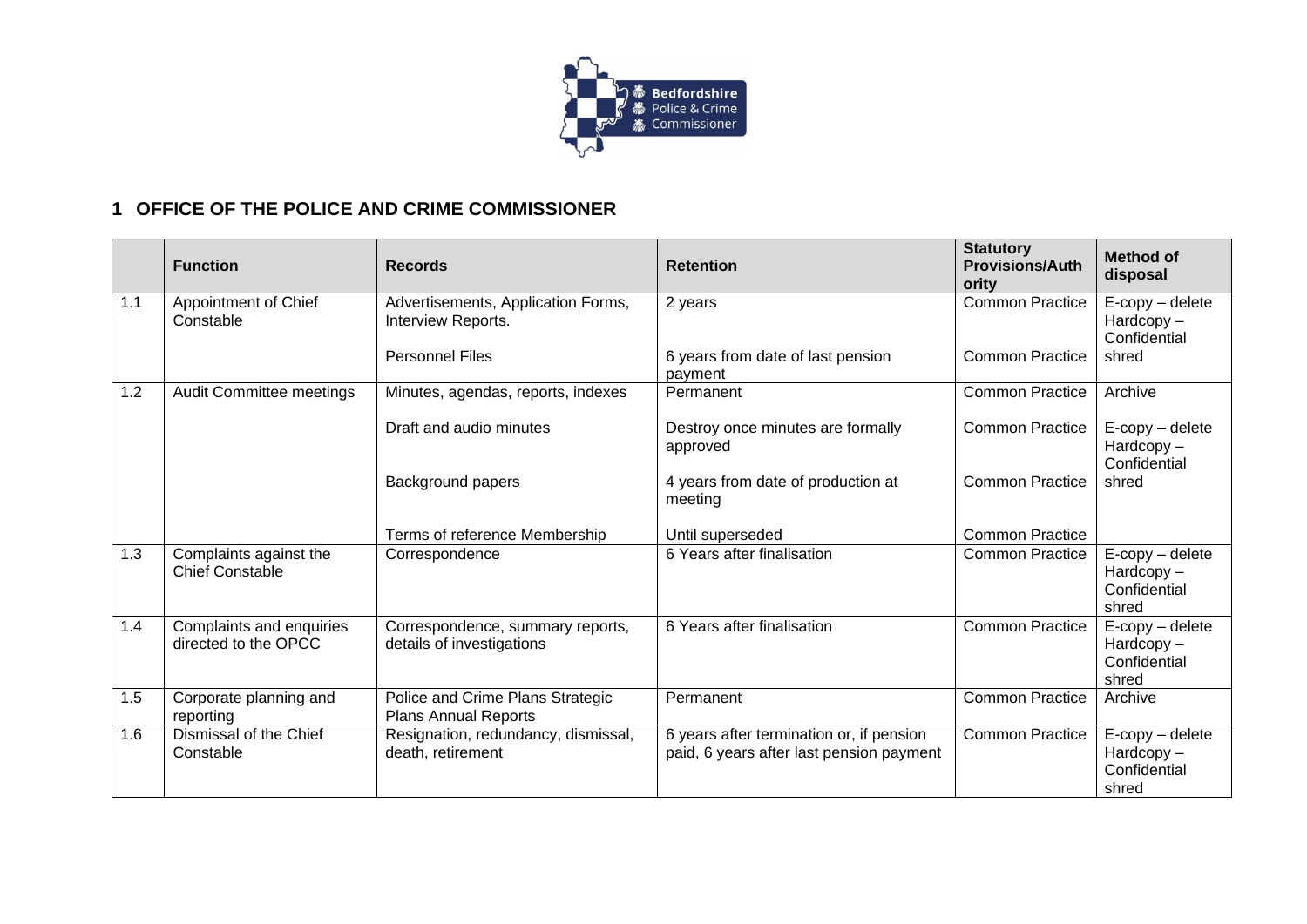## 1 OFFICE OF THE POLICE AND CRIME COMMISSIONER

| | Function | Records | Retention | Statutory Provisions/Authority | Method of disposal |
|---|---|---|---|---|---|
| 1.1 | Appointment of Chief Constable | Advertisements, Application Forms, Interview Reports. | 2 years | Common Practice | E-copy – delete Hardcopy – Confidential shred |
| | | Personnel Files | 6 years from date of last pension payment | Common Practice | |
| 1.2 | Audit Committee meetings | Minutes, agendas, reports, indexes | Permanent | Common Practice | Archive |
| | | Draft and audio minutes | Destroy once minutes are formally approved | Common Practice | E-copy – delete Hardcopy – Confidential shred |
| | | Background papers | 4 years from date of production at meeting | Common Practice | |
| | | Terms of reference Membership | Until superseded | Common Practice | |
| 1.3 | Complaints against the Chief Constable | Correspondence | 6 Years after finalisation | Common Practice | E-copy – delete Hardcopy – Confidential shred |
| 1.4 | Complaints and enquiries directed to the OPCC | Correspondence, summary reports, details of investigations | 6 Years after finalisation | Common Practice | E-copy – delete Hardcopy – Confidential shred |
| 1.5 | Corporate planning and reporting | Police and Crime Plans Strategic Plans Annual Reports | Permanent | Common Practice | Archive |
| 1.6 | Dismissal of the Chief Constable | Resignation, redundancy, dismissal, death, retirement | 6 years after termination or, if pension paid, 6 years after last pension payment | Common Practice | E-copy – delete Hardcopy – Confidential shred |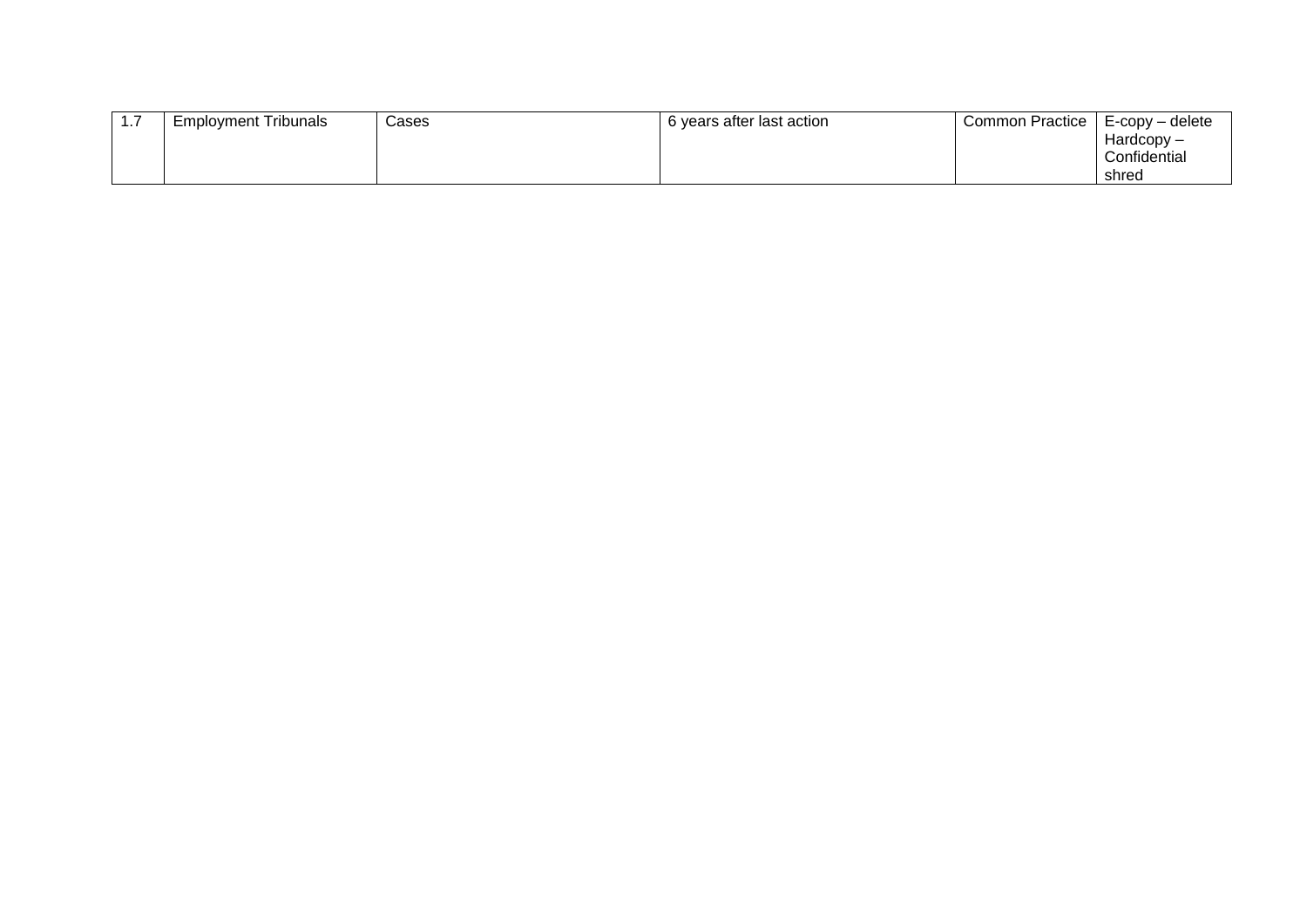| 1.7 | Employment Tribunals | Cases | 6 years after last action | Common Practice | E-copy – delete<br>Hardcopy – Confidential shred |
|---|---|---|---|---|---|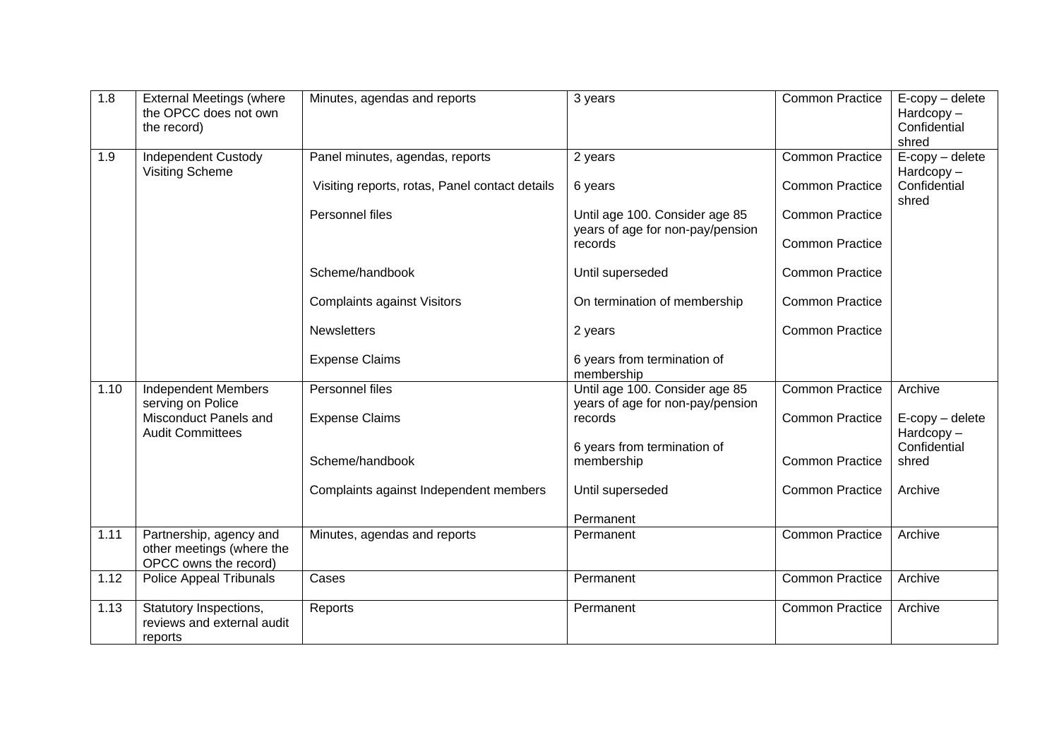| 1.8 | External Meetings (where the OPCC does not own the record) | Minutes, agendas and reports | 3 years | Common Practice | E-copy – delete Hardcopy – Confidential shred |
|---|---|---|---|---|---|
| 1.9 | Independent Custody Visiting Scheme | Panel minutes, agendas, reports<br><br>Visiting reports, rotas, Panel contact details<br><br>Personnel files<br><br><br>Scheme/handbook<br><br>Complaints against Visitors<br><br>Newsletters<br><br>Expense Claims | 2 years<br><br>6 years<br><br>Until age 100. Consider age 85 years of age for non-pay/pension records<br><br>Until superseded<br><br>On termination of membership<br><br>2 years<br><br>6 years from termination of membership | Common Practice<br><br>Common Practice<br><br>Common Practice<br><br>Common Practice<br><br>Common Practice<br><br>Common Practice<br><br>Common Practice | E-copy – delete Hardcopy – Confidential shred |
| 1.10 | Independent Members serving on Police Misconduct Panels and Audit Committees | Personnel files<br><br>Expense Claims<br><br><br>Scheme/handbook<br><br>Complaints against Independent members | Until age 100. Consider age 85 years of age for non-pay/pension records<br><br>6 years from termination of membership<br><br>Until superseded<br><br>Permanent | Common Practice<br><br>Common Practice<br><br><br>Common Practice<br><br>Common Practice | Archive<br><br>E-copy – delete Hardcopy – Confidential shred<br><br>Archive |
| 1.11 | Partnership, agency and other meetings (where the OPCC owns the record) | Minutes, agendas and reports | Permanent | Common Practice | Archive |
| 1.12 | Police Appeal Tribunals | Cases | Permanent | Common Practice | Archive |
| 1.13 | Statutory Inspections, reviews and external audit reports | Reports | Permanent | Common Practice | Archive |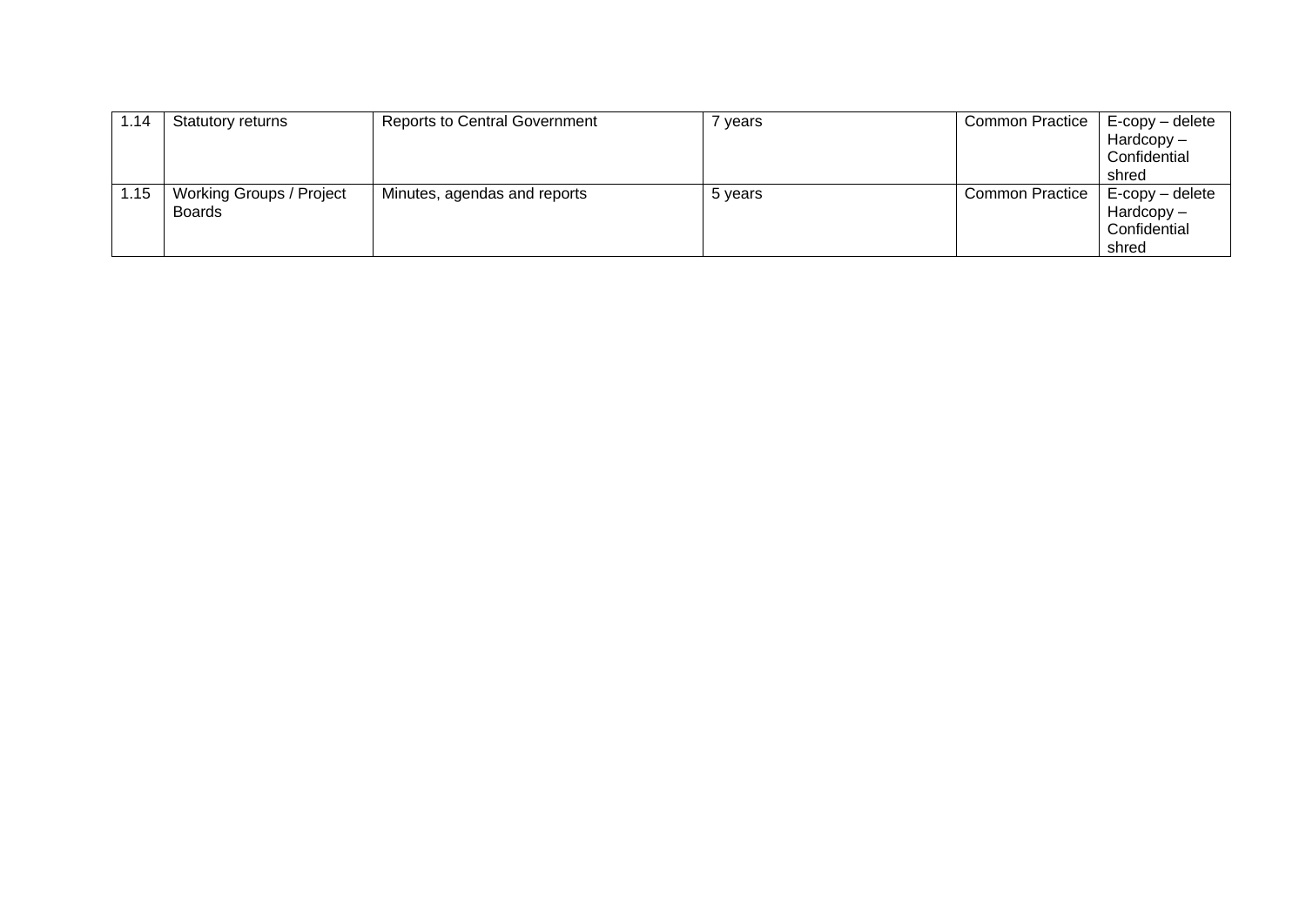| 1.14 | Statutory returns | Reports to Central Government | 7 years | Common Practice | E-copy – delete Hardcopy – Confidential shred |
|---|---|---|---|---|---|
| 1.15 | Working Groups / Project Boards | Minutes, agendas and reports | 5 years | Common Practice | E-copy – delete Hardcopy – Confidential shred |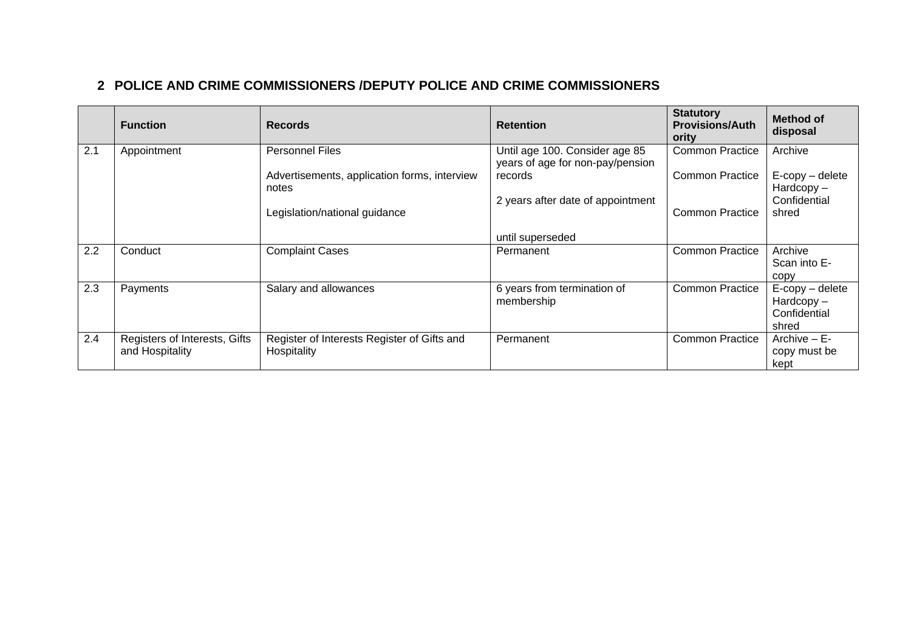## 2 POLICE AND CRIME COMMISSIONERS /DEPUTY POLICE AND CRIME COMMISSIONERS

| | Function | Records | Retention | Statutory Provisions/Authority | Method of disposal |
|---|---|---|---|---|---|
| 2.1 | Appointment | Personnel Files<br><br>Advertisements, application forms, interview notes<br><br>Legislation/national guidance | Until age 100. Consider age 85 years of age for non-pay/pension records<br><br>2 years after date of appointment<br><br>until superseded | Common Practice<br><br>Common Practice<br><br>Common Practice | Archive<br><br>E-copy – delete Hardcopy – Confidential shred |
| 2.2 | Conduct | Complaint Cases | Permanent | Common Practice | Archive Scan into E-copy |
| 2.3 | Payments | Salary and allowances | 6 years from termination of membership | Common Practice | E-copy – delete Hardcopy – Confidential shred |
| 2.4 | Registers of Interests, Gifts and Hospitality | Register of Interests Register of Gifts and Hospitality | Permanent | Common Practice | Archive – E-copy must be kept |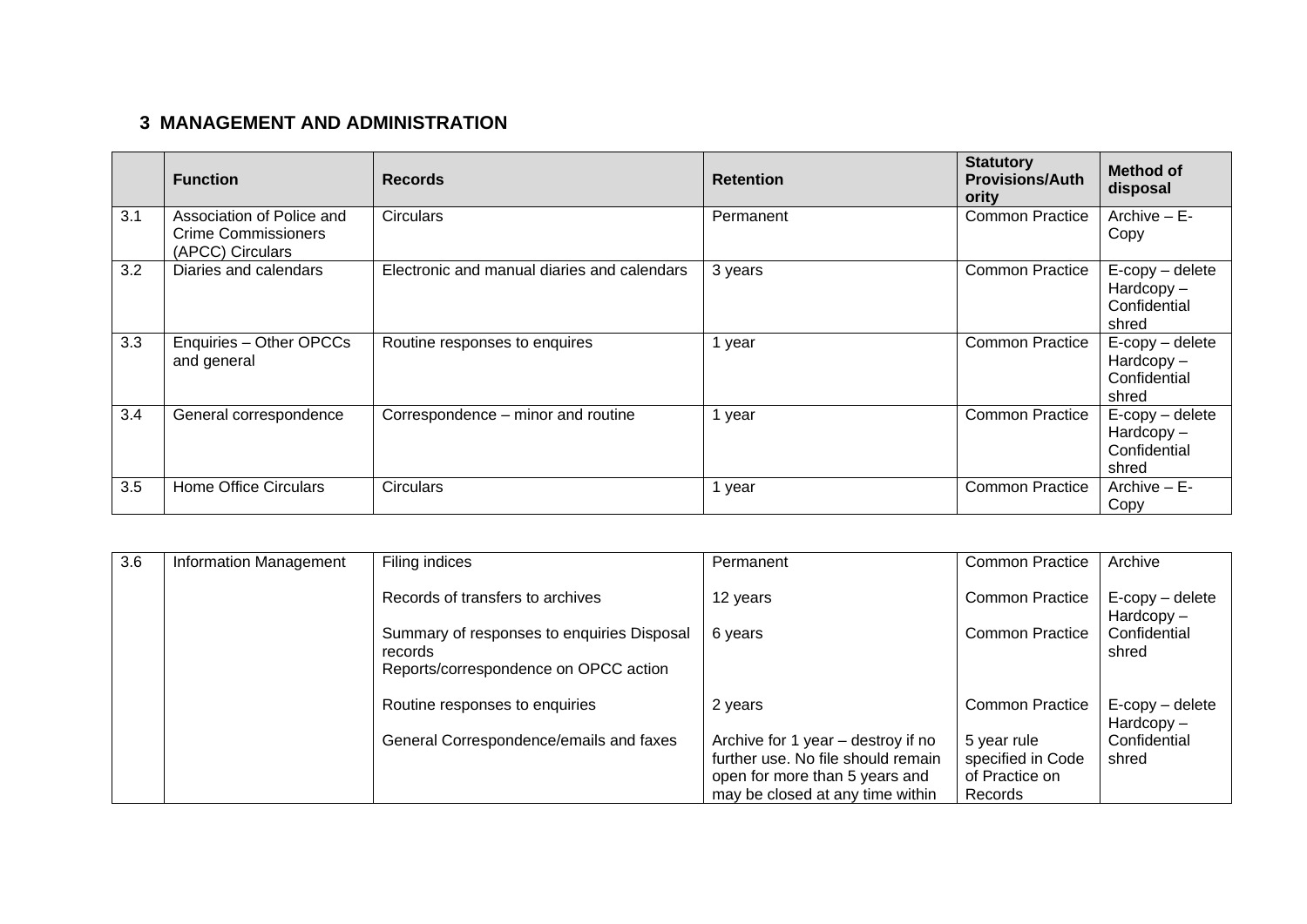## 3 MANAGEMENT AND ADMINISTRATION

| | Function | Records | Retention | Statutory Provisions/Authority | Method of disposal |
|---|---|---|---|---|---|
| 3.1 | Association of Police and Crime Commissioners (APCC) Circulars | Circulars | Permanent | Common Practice | Archive – E-Copy |
| 3.2 | Diaries and calendars | Electronic and manual diaries and calendars | 3 years | Common Practice | E-copy – delete Hardcopy – Confidential shred |
| 3.3 | Enquiries – Other OPCCs and general | Routine responses to enquires | 1 year | Common Practice | E-copy – delete Hardcopy – Confidential shred |
| 3.4 | General correspondence | Correspondence – minor and routine | 1 year | Common Practice | E-copy – delete Hardcopy – Confidential shred |
| 3.5 | Home Office Circulars | Circulars | 1 year | Common Practice | Archive – E-Copy |
| 3.6 | Information Management | Filing indices | Permanent | Common Practice | Archive |
| | | Records of transfers to archives | 12 years | Common Practice | E-copy – delete Hardcopy – Confidential shred |
| | | Summary of responses to enquiries Disposal records Reports/correspondence on OPCC action | 6 years | Common Practice | |
| | | Routine responses to enquiries | 2 years | Common Practice | E-copy – delete Hardcopy – Confidential shred |
| | | General Correspondence/emails and faxes | Archive for 1 year – destroy if no further use. No file should remain open for more than 5 years and may be closed at any time within | 5 year rule specified in Code of Practice on Records | |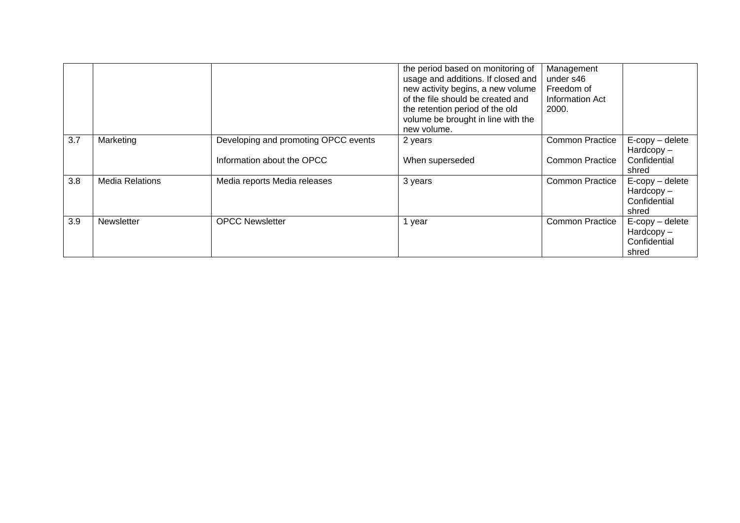| | | | the period based on monitoring of usage and additions. If closed and new activity begins, a new volume of the file should be created and the retention period of the old volume be brought in line with the new volume. | Management under s46 Freedom of Information Act 2000. | |
|---|---|---|---|---|---|
| 3.7 | Marketing | Developing and promoting OPCC events<br><br>Information about the OPCC | 2 years<br><br>When superseded | Common Practice<br><br>Common Practice | E-copy – delete Hardcopy – Confidential shred |
| 3.8 | Media Relations | Media reports Media releases | 3 years | Common Practice | E-copy – delete Hardcopy – Confidential shred |
| 3.9 | Newsletter | OPCC Newsletter | 1 year | Common Practice | E-copy – delete Hardcopy – Confidential shred |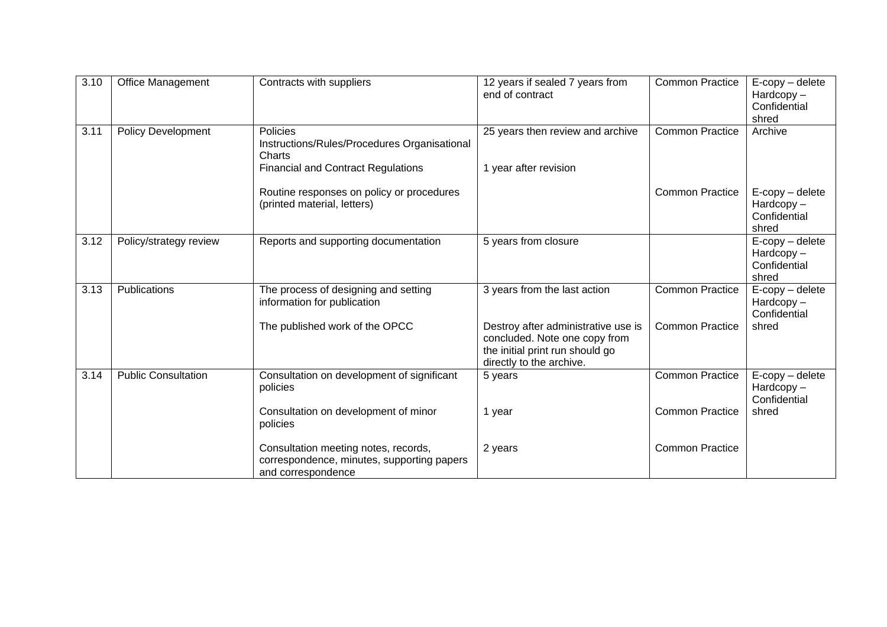| 3.10 | Office Management | Contracts with suppliers | 12 years if sealed 7 years from end of contract | Common Practice | E-copy – delete Hardcopy – Confidential shred |
|---|---|---|---|---|---|
| 3.11 | Policy Development | Policies Instructions/Rules/Procedures Organisational Charts Financial and Contract Regulations<br><br>Routine responses on policy or procedures (printed material, letters) | 25 years then review and archive<br><br>1 year after revision | Common Practice<br><br>Common Practice | Archive<br><br>E-copy – delete Hardcopy – Confidential shred |
| 3.12 | Policy/strategy review | Reports and supporting documentation | 5 years from closure | | E-copy – delete Hardcopy – Confidential shred |
| 3.13 | Publications | The process of designing and setting information for publication<br><br>The published work of the OPCC | 3 years from the last action<br><br>Destroy after administrative use is concluded. Note one copy from the initial print run should go directly to the archive. | Common Practice<br><br>Common Practice | E-copy – delete Hardcopy – Confidential shred |
| 3.14 | Public Consultation | Consultation on development of significant policies<br><br>Consultation on development of minor policies<br><br>Consultation meeting notes, records, correspondence, minutes, supporting papers and correspondence | 5 years<br><br>1 year<br><br>2 years | Common Practice<br><br>Common Practice<br><br>Common Practice | E-copy – delete Hardcopy – Confidential shred |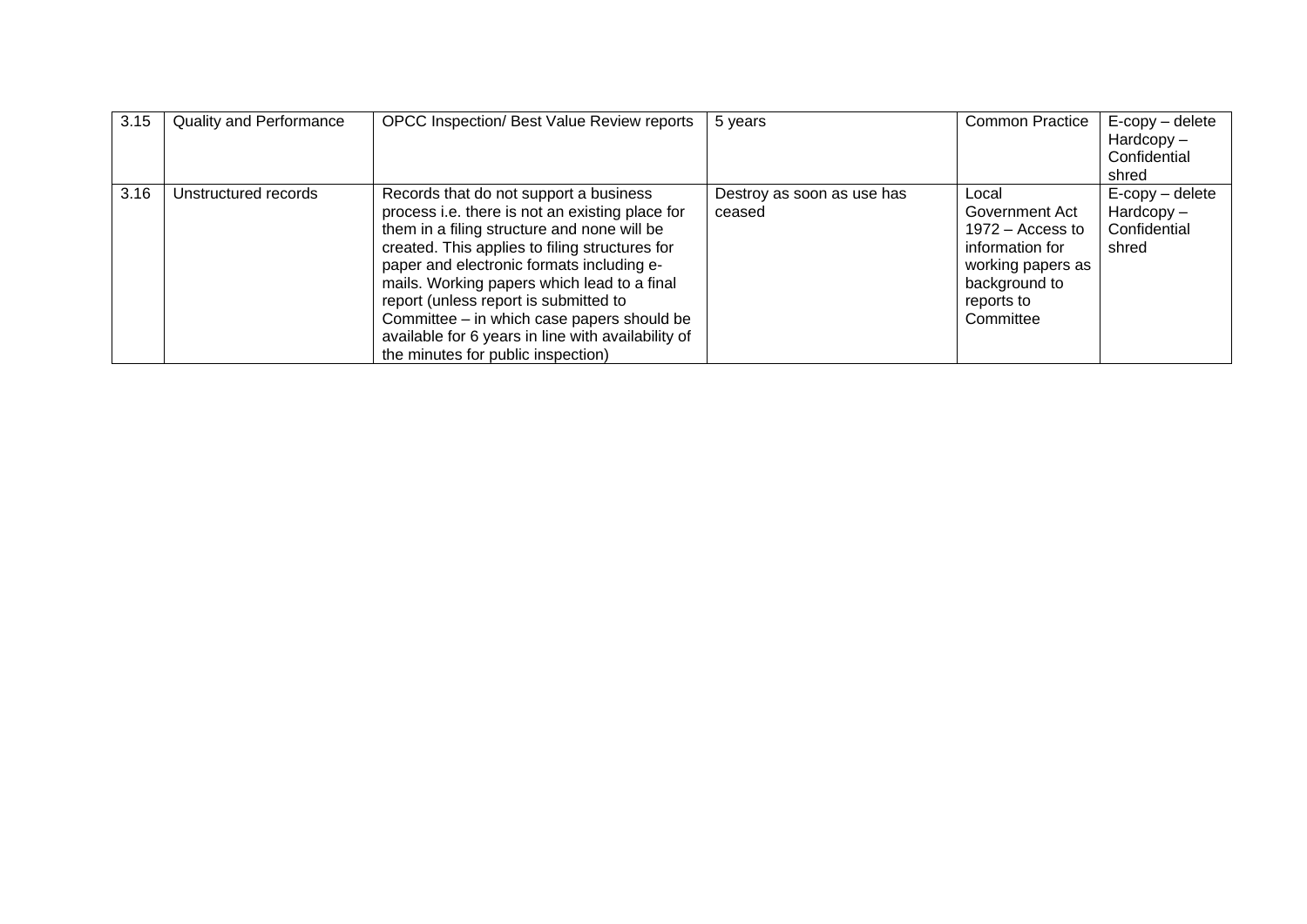| 3.15 | Quality and Performance | OPCC Inspection/ Best Value Review reports | 5 years | Common Practice | E-copy – delete Hardcopy – Confidential shred |
|---|---|---|---|---|---|
| 3.16 | Unstructured records | Records that do not support a business process i.e. there is not an existing place for them in a filing structure and none will be created. This applies to filing structures for paper and electronic formats including e-mails. Working papers which lead to a final report (unless report is submitted to Committee – in which case papers should be available for 6 years in line with availability of the minutes for public inspection) | Destroy as soon as use has ceased | Local Government Act 1972 – Access to information for working papers as background to reports to Committee | E-copy – delete Hardcopy – Confidential shred |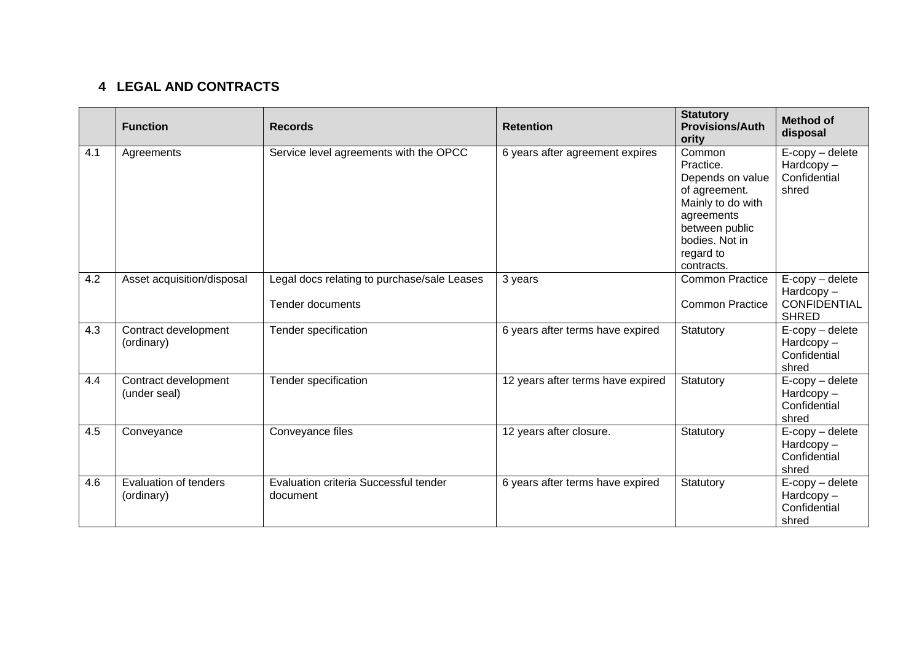## 4 LEGAL AND CONTRACTS

| | Function | Records | Retention | Statutory Provisions/Authority | Method of disposal |
|---|---|---|---|---|---|
| 4.1 | Agreements | Service level agreements with the OPCC | 6 years after agreement expires | Common Practice. Depends on value of agreement. Mainly to do with agreements between public bodies. Not in regard to contracts. | E-copy – delete Hardcopy – Confidential shred |
| 4.2 | Asset acquisition/disposal | Legal docs relating to purchase/sale Leases<br><br>Tender documents | 3 years | Common Practice<br><br>Common Practice | E-copy – delete Hardcopy – CONFIDENTIAL SHRED |
| 4.3 | Contract development (ordinary) | Tender specification | 6 years after terms have expired | Statutory | E-copy – delete Hardcopy – Confidential shred |
| 4.4 | Contract development (under seal) | Tender specification | 12 years after terms have expired | Statutory | E-copy – delete Hardcopy – Confidential shred |
| 4.5 | Conveyance | Conveyance files | 12 years after closure. | Statutory | E-copy – delete Hardcopy – Confidential shred |
| 4.6 | Evaluation of tenders (ordinary) | Evaluation criteria Successful tender document | 6 years after terms have expired | Statutory | E-copy – delete Hardcopy – Confidential shred |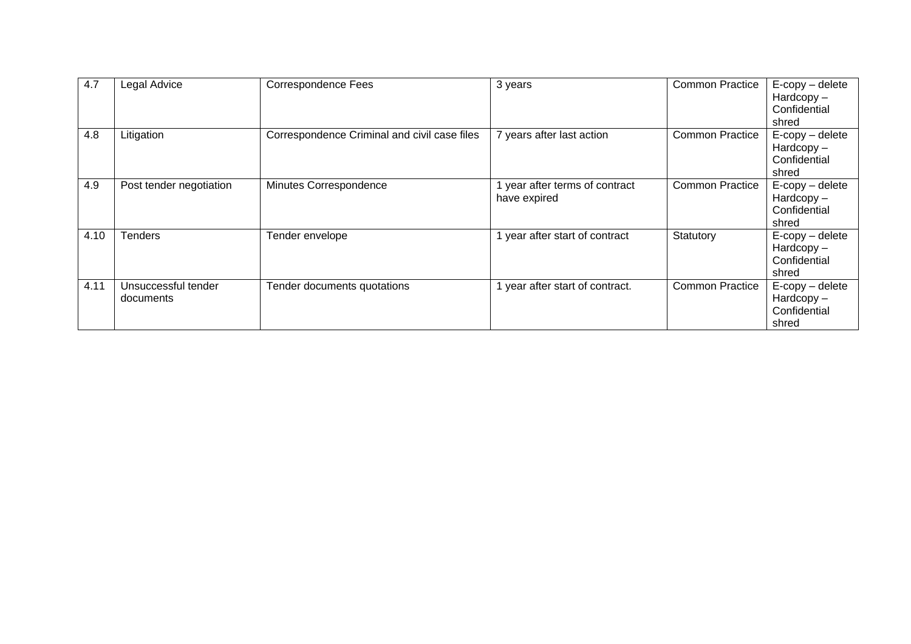| 4.7 | Legal Advice | Correspondence Fees | 3 years | Common Practice | E-copy – delete Hardcopy – Confidential shred |
|---|---|---|---|---|---|
| 4.8 | Litigation | Correspondence Criminal and civil case files | 7 years after last action | Common Practice | E-copy – delete Hardcopy – Confidential shred |
| 4.9 | Post tender negotiation | Minutes Correspondence | 1 year after terms of contract have expired | Common Practice | E-copy – delete Hardcopy – Confidential shred |
| 4.10 | Tenders | Tender envelope | 1 year after start of contract | Statutory | E-copy – delete Hardcopy – Confidential shred |
| 4.11 | Unsuccessful tender documents | Tender documents quotations | 1 year after start of contract. | Common Practice | E-copy – delete Hardcopy – Confidential shred |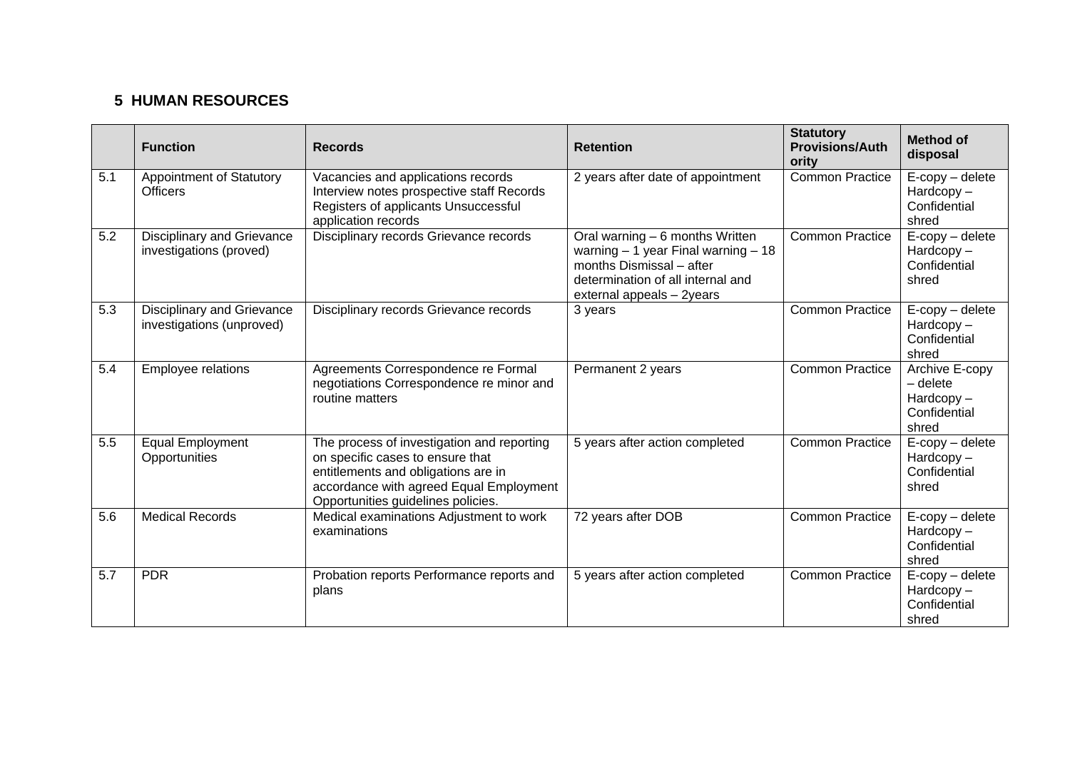## 5 HUMAN RESOURCES

| | Function | Records | Retention | Statutory Provisions/Authority | Method of disposal |
|---|---|---|---|---|---|
| 5.1 | Appointment of Statutory Officers | Vacancies and applications records Interview notes prospective staff Records Registers of applicants Unsuccessful application records | 2 years after date of appointment | Common Practice | E-copy – delete Hardcopy – Confidential shred |
| 5.2 | Disciplinary and Grievance investigations (proved) | Disciplinary records Grievance records | Oral warning – 6 months Written warning – 1 year Final warning – 18 months Dismissal – after determination of all internal and external appeals – 2years | Common Practice | E-copy – delete Hardcopy – Confidential shred |
| 5.3 | Disciplinary and Grievance investigations (unproved) | Disciplinary records Grievance records | 3 years | Common Practice | E-copy – delete Hardcopy – Confidential shred |
| 5.4 | Employee relations | Agreements Correspondence re Formal negotiations Correspondence re minor and routine matters | Permanent 2 years | Common Practice | Archive E-copy – delete Hardcopy – Confidential shred |
| 5.5 | Equal Employment Opportunities | The process of investigation and reporting on specific cases to ensure that entitlements and obligations are in accordance with agreed Equal Employment Opportunities guidelines policies. | 5 years after action completed | Common Practice | E-copy – delete Hardcopy – Confidential shred |
| 5.6 | Medical Records | Medical examinations Adjustment to work examinations | 72 years after DOB | Common Practice | E-copy – delete Hardcopy – Confidential shred |
| 5.7 | PDR | Probation reports Performance reports and plans | 5 years after action completed | Common Practice | E-copy – delete Hardcopy – Confidential shred |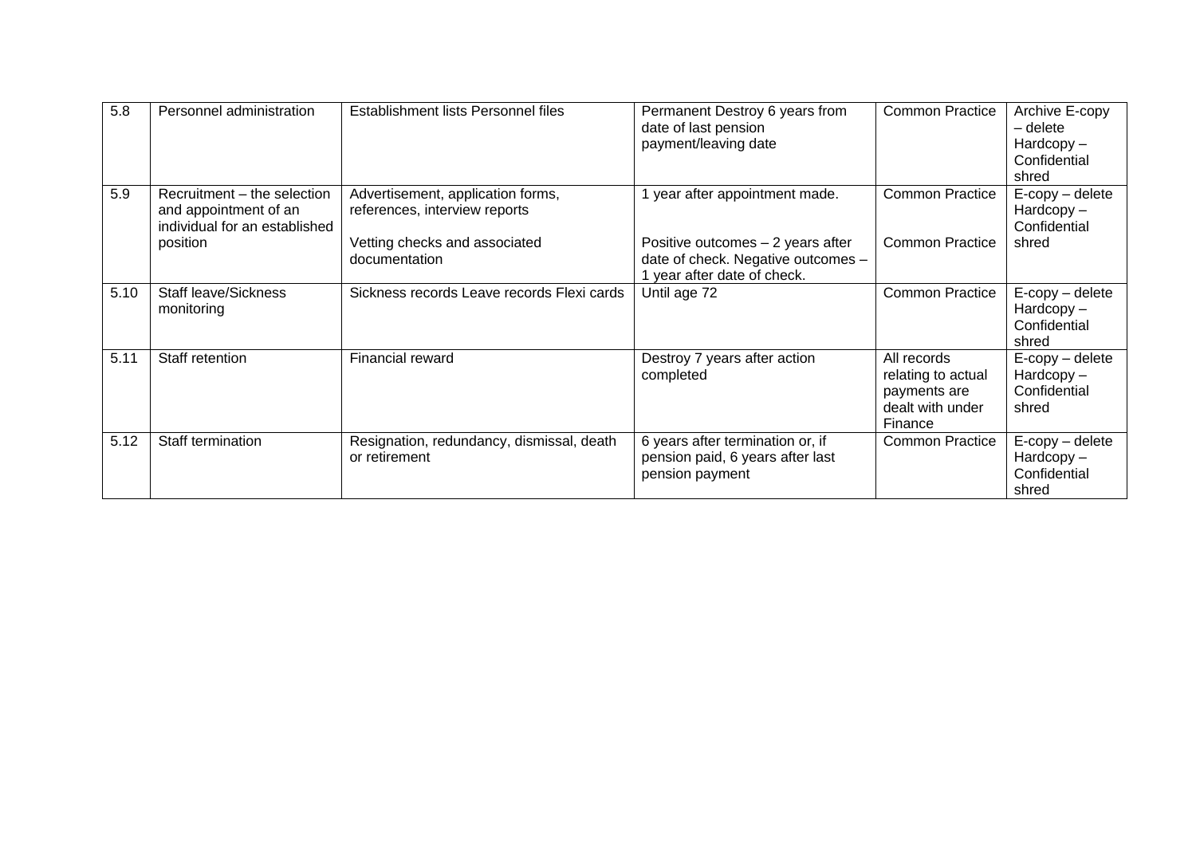| 5.8 | Personnel administration | Establishment lists Personnel files | Permanent Destroy 6 years from date of last pension payment/leaving date | Common Practice | Archive E-copy – delete Hardcopy – Confidential shred |
|---|---|---|---|---|---|
| 5.9 | Recruitment – the selection and appointment of an individual for an established position | Advertisement, application forms, references, interview reports<br><br>Vetting checks and associated documentation | 1 year after appointment made.<br><br>Positive outcomes – 2 years after date of check. Negative outcomes – 1 year after date of check. | Common Practice<br><br>Common Practice | E-copy – delete Hardcopy – Confidential shred |
| 5.10 | Staff leave/Sickness monitoring | Sickness records Leave records Flexi cards | Until age 72 | Common Practice | E-copy – delete Hardcopy – Confidential shred |
| 5.11 | Staff retention | Financial reward | Destroy 7 years after action completed | All records relating to actual payments are dealt with under Finance | E-copy – delete Hardcopy – Confidential shred |
| 5.12 | Staff termination | Resignation, redundancy, dismissal, death or retirement | 6 years after termination or, if pension paid, 6 years after last pension payment | Common Practice | E-copy – delete Hardcopy – Confidential shred |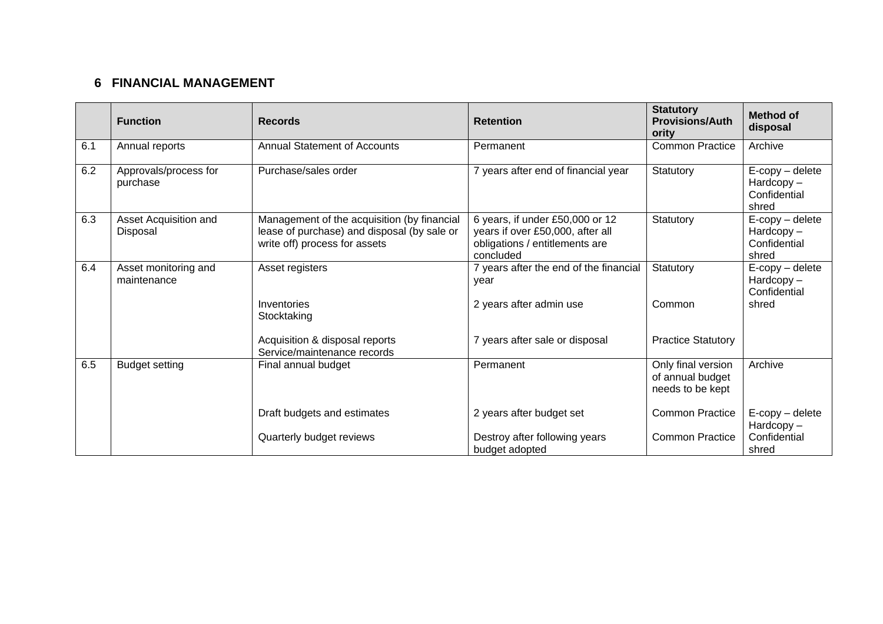## 6 FINANCIAL MANAGEMENT

| | Function | Records | Retention | Statutory Provisions/Authority | Method of disposal |
|---|---|---|---|---|---|
| 6.1 | Annual reports | Annual Statement of Accounts | Permanent | Common Practice | Archive |
| 6.2 | Approvals/process for purchase | Purchase/sales order | 7 years after end of financial year | Statutory | E-copy – delete Hardcopy – Confidential shred |
| 6.3 | Asset Acquisition and Disposal | Management of the acquisition (by financial lease of purchase) and disposal (by sale or write off) process for assets | 6 years, if under £50,000 or 12 years if over £50,000, after all obligations / entitlements are concluded | Statutory | E-copy – delete Hardcopy – Confidential shred |
| 6.4 | Asset monitoring and maintenance | Asset registers<br><br>Inventories<br>Stocktaking<br><br>Acquisition & disposal reports<br>Service/maintenance records | 7 years after the end of the financial year<br><br>2 years after admin use<br><br>7 years after sale or disposal | Statutory<br><br>Common<br><br>Practice Statutory | E-copy – delete Hardcopy – Confidential shred |
| 6.5 | Budget setting | Final annual budget<br><br>Draft budgets and estimates<br><br>Quarterly budget reviews | Permanent<br><br>2 years after budget set<br><br>Destroy after following years budget adopted | Only final version of annual budget needs to be kept<br><br>Common Practice<br><br>Common Practice | Archive<br><br>E-copy – delete Hardcopy – Confidential shred |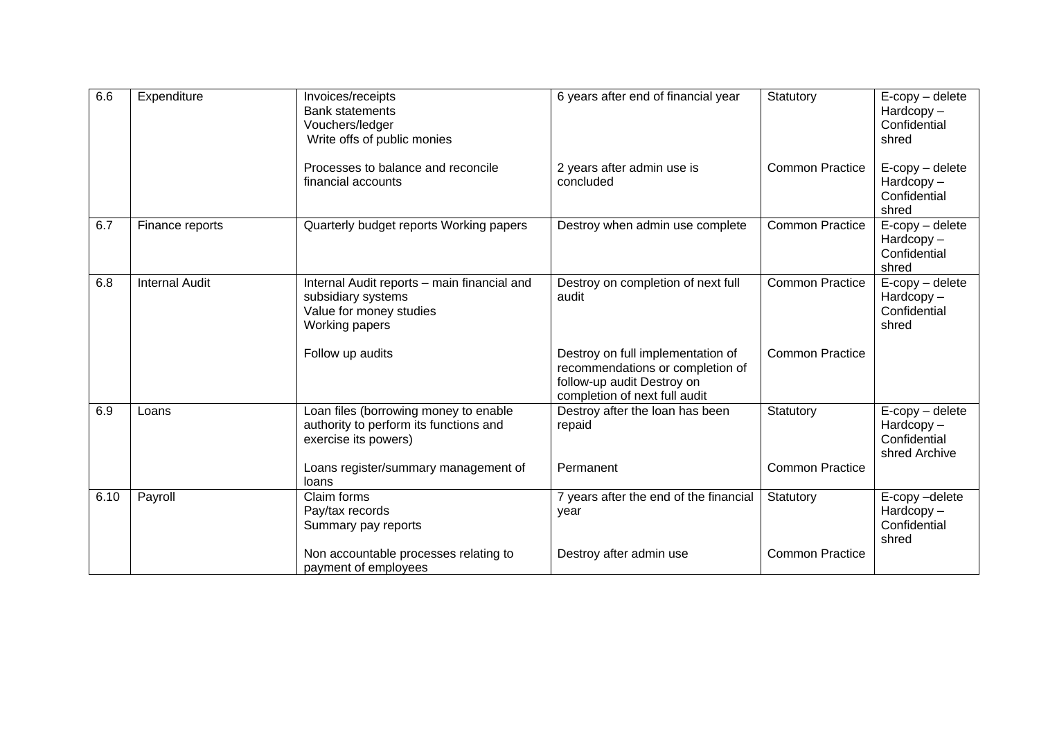| 6.6 | Expenditure | Invoices/receipts<br>Bank statements<br>Vouchers/ledger<br>Write offs of public monies | 6 years after end of financial year | Statutory | E-copy – delete<br>Hardcopy – Confidential shred |
|---|---|---|---|---|---|
| | | Processes to balance and reconcile financial accounts | 2 years after admin use is concluded | Common Practice | E-copy – delete<br>Hardcopy – Confidential shred |
| 6.7 | Finance reports | Quarterly budget reports Working papers | Destroy when admin use complete | Common Practice | E-copy – delete<br>Hardcopy – Confidential shred |
| 6.8 | Internal Audit | Internal Audit reports – main financial and subsidiary systems<br>Value for money studies<br>Working papers | Destroy on completion of next full audit | Common Practice | E-copy – delete<br>Hardcopy – Confidential shred |
| | | Follow up audits | Destroy on full implementation of recommendations or completion of follow-up audit Destroy on completion of next full audit | Common Practice | |
| 6.9 | Loans | Loan files (borrowing money to enable authority to perform its functions and exercise its powers) | Destroy after the loan has been repaid | Statutory | E-copy – delete<br>Hardcopy – Confidential shred Archive |
| | | Loans register/summary management of loans | Permanent | Common Practice | |
| 6.10 | Payroll | Claim forms<br>Pay/tax records<br>Summary pay reports | 7 years after the end of the financial year | Statutory | E-copy –delete<br>Hardcopy – Confidential shred |
| | | Non accountable processes relating to payment of employees | Destroy after admin use | Common Practice | |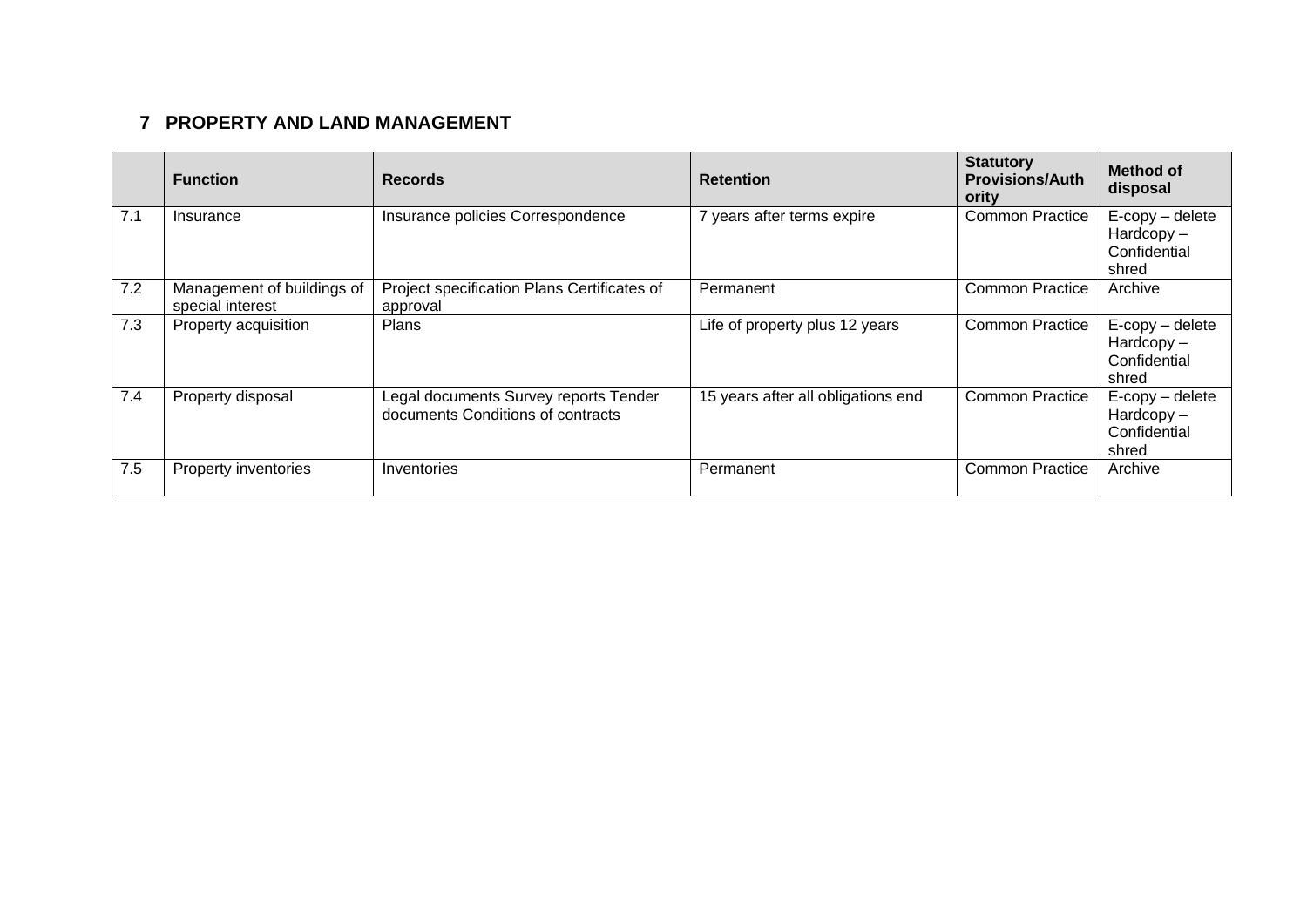## 7 PROPERTY AND LAND MANAGEMENT

| | Function | Records | Retention | Statutory Provisions/Authority | Method of disposal |
|---|---|---|---|---|---|
| 7.1 | Insurance | Insurance policies Correspondence | 7 years after terms expire | Common Practice | E-copy – delete Hardcopy – Confidential shred |
| 7.2 | Management of buildings of special interest | Project specification Plans Certificates of approval | Permanent | Common Practice | Archive |
| 7.3 | Property acquisition | Plans | Life of property plus 12 years | Common Practice | E-copy – delete Hardcopy – Confidential shred |
| 7.4 | Property disposal | Legal documents Survey reports Tender documents Conditions of contracts | 15 years after all obligations end | Common Practice | E-copy – delete Hardcopy – Confidential shred |
| 7.5 | Property inventories | Inventories | Permanent | Common Practice | Archive |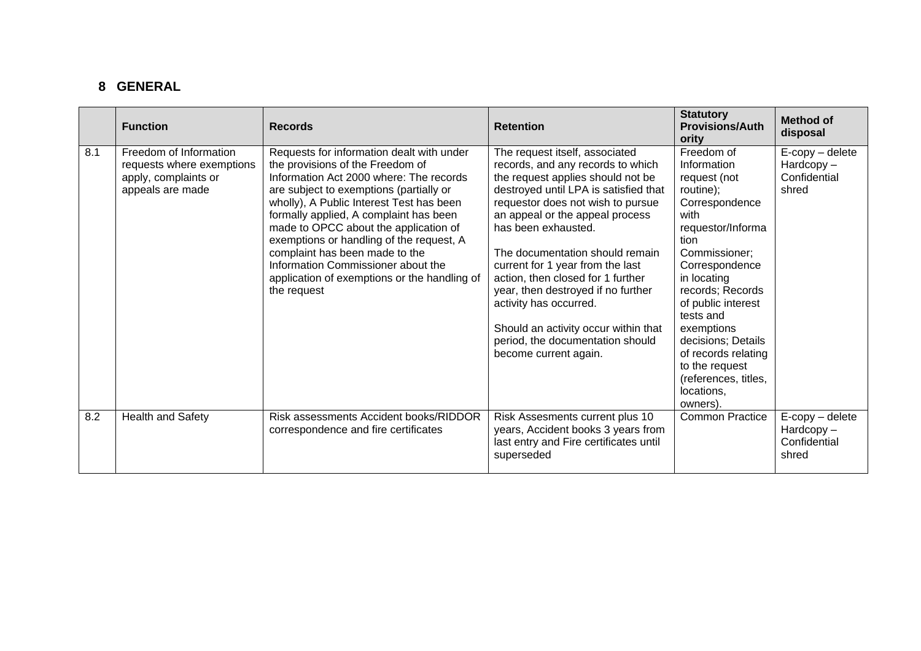## 8 GENERAL

| | Function | Records | Retention | Statutory Provisions/Authority | Method of disposal |
|---|---|---|---|---|---|
| 8.1 | Freedom of Information requests where exemptions apply, complaints or appeals are made | Requests for information dealt with under the provisions of the Freedom of Information Act 2000 where: The records are subject to exemptions (partially or wholly), A Public Interest Test has been formally applied, A complaint has been made to OPCC about the application of exemptions or handling of the request, A complaint has been made to the Information Commissioner about the application of exemptions or the handling of the request | The request itself, associated records, and any records to which the request applies should not be destroyed until LPA is satisfied that requestor does not wish to pursue an appeal or the appeal process has been exhausted.<br><br>The documentation should remain current for 1 year from the last action, then closed for 1 further year, then destroyed if no further activity has occurred.<br><br>Should an activity occur within that period, the documentation should become current again. | Freedom of Information request (not routine); Correspondence with requestor/Information Commissioner; Correspondence in locating records; Records of public interest tests and exemptions decisions; Details of records relating to the request (references, titles, locations, owners). | E-copy – delete Hardcopy – Confidential shred |
| 8.2 | Health and Safety | Risk assessments Accident books/RIDDOR correspondence and fire certificates | Risk Assesments current plus 10 years, Accident books 3 years from last entry and Fire certificates until superseded | Common Practice | E-copy – delete Hardcopy – Confidential shred |